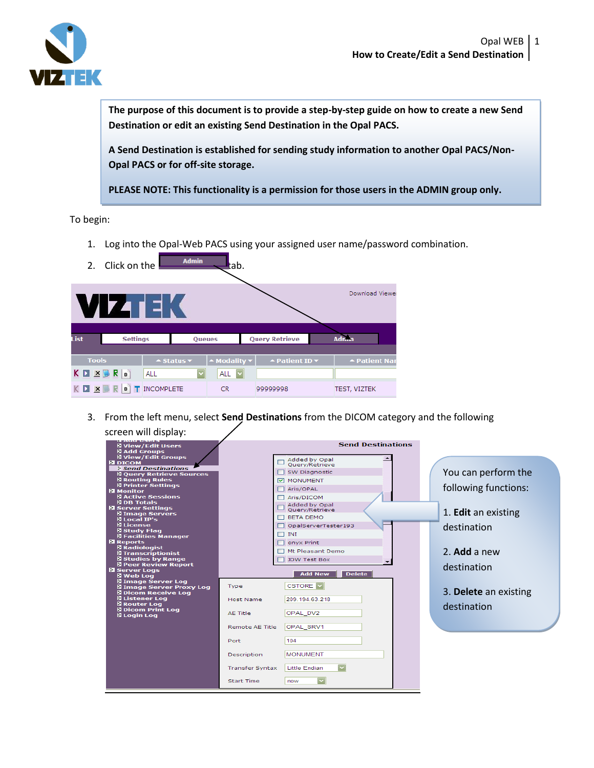The purpose of this document is to provide a step-by-step guide on how to create a new Send Destination or edit an existing Send Destination in the Opal PACS.

A Send Destination is established for sending study information to another Opal PACS/Non-Opal PACS or for off-site storage.

PLEASE NOTE: This functionality is a permission for those users in the ADMIN group only.

To begin:

1. Log into the Opal-Web PACS using your assigned user name/password combination.
2. Click on the Admin tab.
3. From the left menu, select **Send Destinations** from the DICOM category and the following screen will display:

You can perform the following functions:

1. **Edit** an existing destination
2. **Add** a new destination
3. **Delete** an existing destination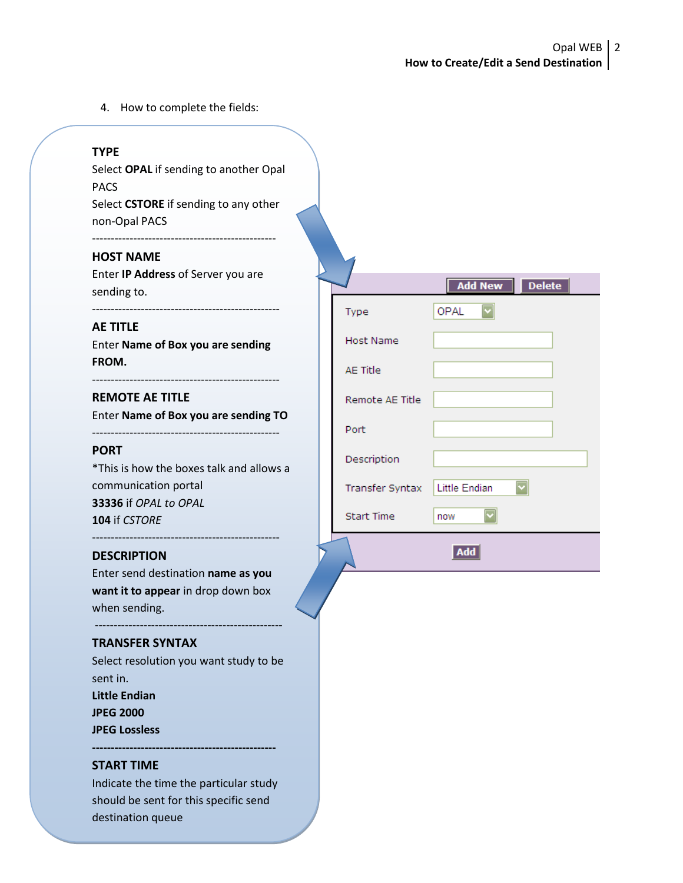4. How to complete the fields:

**TYPE**
Select **OPAL** if sending to another Opal PACS
Select **CSTORE** if sending to any other non-Opal PACS

---

**HOST NAME**
Enter **IP Address** of Server you are sending to.

---

**AE TITLE**
Enter **Name of Box you are sending FROM.**

---

**REMOTE AE TITLE**
Enter **Name of Box you are sending TO**

---

**PORT**
*This is how the boxes talk and allows a communication portal
**33336** if *OPAL to OPAL*
**104** if *CSTORE*

---

**DESCRIPTION**
Enter send destination **name as you want it to appear** in drop down box when sending.

---

**TRANSFER SYNTAX**
Select resolution you want study to be sent in.
**Little Endian**
**JPEG 2000**
**JPEG Lossless**

---

**START TIME**
Indicate the time the particular study should be sent for this specific send destination queue

Add New | Delete

| Field | Value |
|---|---|
| Type | OPAL |
| Host Name | |
| AE Title | |
| Remote AE Title | |
| Port | |
| Description | |
| Transfer Syntax | Little Endian |
| Start Time | now |

Add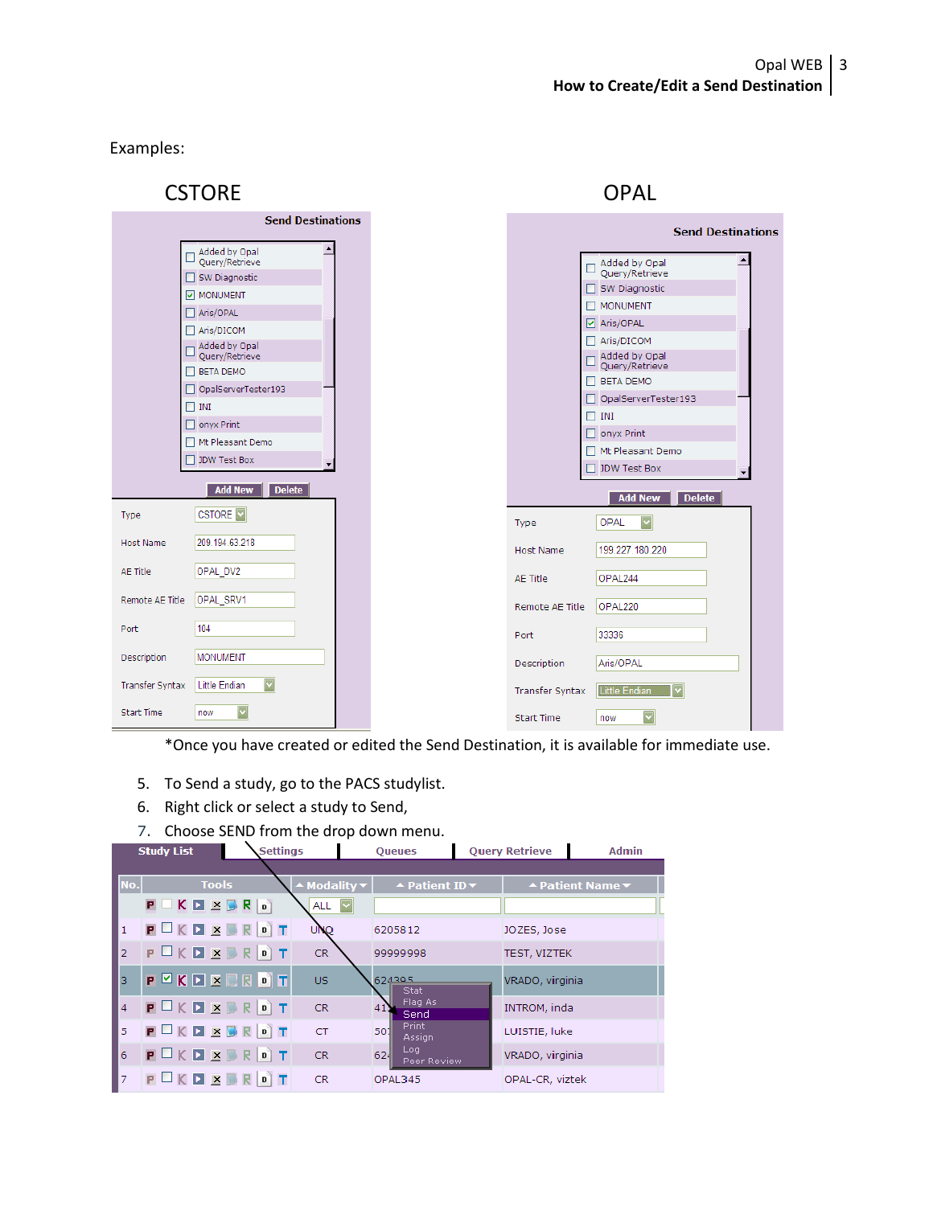Examples:

CSTORE

| Send Destinations | |
|---|---|
| ☐ | Added by Opal Query/Retrieve |
| ☐ | SW Diagnostic |
| ☑ | MONUMENT |
| ☐ | Aris/OPAL |
| ☐ | Aris/DICOM |
| ☐ | Added by Opal Query/Retrieve |
| ☐ | BETA DEMO |
| ☐ | OpalServerTester193 |
| ☐ | INI |
| ☐ | onyx Print |
| ☐ | Mt Pleasant Demo |
| ☐ | JDW Test Box |

Add New | Delete

| Field | Value |
|---|---|
| Type | CSTORE |
| Host Name | 209.194.63.218 |
| AE Title | OPAL_DV2 |
| Remote AE Title | OPAL_SRV1 |
| Port | 104 |
| Description | MONUMENT |
| Transfer Syntax | Little Endian |
| Start Time | now |

OPAL

| Send Destinations | |
|---|---|
| ☐ | Added by Opal Query/Retrieve |
| ☐ | SW Diagnostic |
| ☐ | MONUMENT |
| ☑ | Aris/OPAL |
| ☐ | Aris/DICOM |
| ☐ | Added by Opal Query/Retrieve |
| ☐ | BETA DEMO |
| ☐ | OpalServerTester193 |
| ☐ | INI |
| ☐ | onyx Print |
| ☐ | Mt Pleasant Demo |
| ☐ | JDW Test Box |

Add New | Delete

| Field | Value |
|---|---|
| Type | OPAL |
| Host Name | 199.227.180.220 |
| AE Title | OPAL244 |
| Remote AE Title | OPAL220 |
| Port | 33336 |
| Description | Aris/OPAL |
| Transfer Syntax | Little Endian |
| Start Time | now |

*Once you have created or edited the Send Destination, it is available for immediate use.

5. To Send a study, go to the PACS studylist.
6. Right click or select a study to Send,
7. Choose SEND from the drop down menu.

Study List | Settings | Queues | Query Retrieve | Admin

| No. | Tools | Modality | Patient ID | Patient Name |
|---|---|---|---|---|
| | | ALL | | |
| 1 | | UNQ | 6205812 | JOZES, Jose |
| 2 | | CR | 99999998 | TEST, VIZTEK |
| 3 | | US | 624395 | VRADO, virginia |
| 4 | | CR | 41 | INTROM, inda |
| 5 | | CT | 50 | LUISTIE, luke |
| 6 | | CR | 62 | VRADO, virginia |
| 7 | | CR | OPAL345 | OPAL-CR, viztek |

Drop down menu: Stat, Flag As, Send, Print, Assign, Log, Peer Review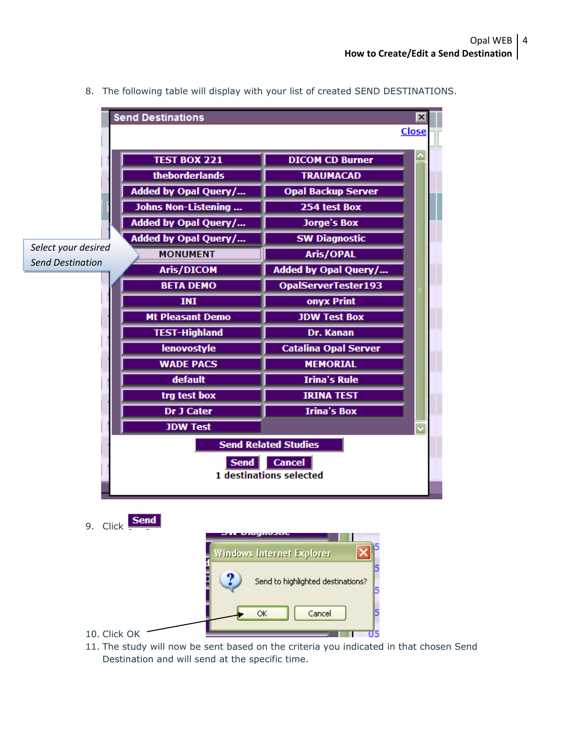8. The following table will display with your list of created SEND DESTINATIONS.

Send Destinations

Close

| | |
|---|---|
| TEST BOX 221 | DICOM CD Burner |
| theborderlands | TRAUMACAD |
| Added by Opal Query/... | Opal Backup Server |
| Johns Non-Listening ... | 254 test Box |
| Added by Opal Query/... | Jorge's Box |
| Added by Opal Query/... | SW Diagnostic |
| MONUMENT | Aris/OPAL |
| Aris/DICOM | Added by Opal Query/... |
| BETA DEMO | OpalServerTester193 |
| INI | onyx Print |
| Mt Pleasant Demo | JDW Test Box |
| TEST-Highland | Dr. Kanan |
| lenovostyle | Catalina Opal Server |
| WADE PACS | MEMORIAL |
| default | Irina's Rule |
| trg test box | IRINA TEST |
| Dr J Cater | Irina's Box |
| JDW Test | |

*Select your desired Send Destination*

Send Related Studies

Send Cancel

1 destinations selected

9. Click **Send**

Windows Internet Explorer

Send to highlighted destinations?

OK Cancel

10. Click OK
11. The study will now be sent based on the criteria you indicated in that chosen Send Destination and will send at the specific time.